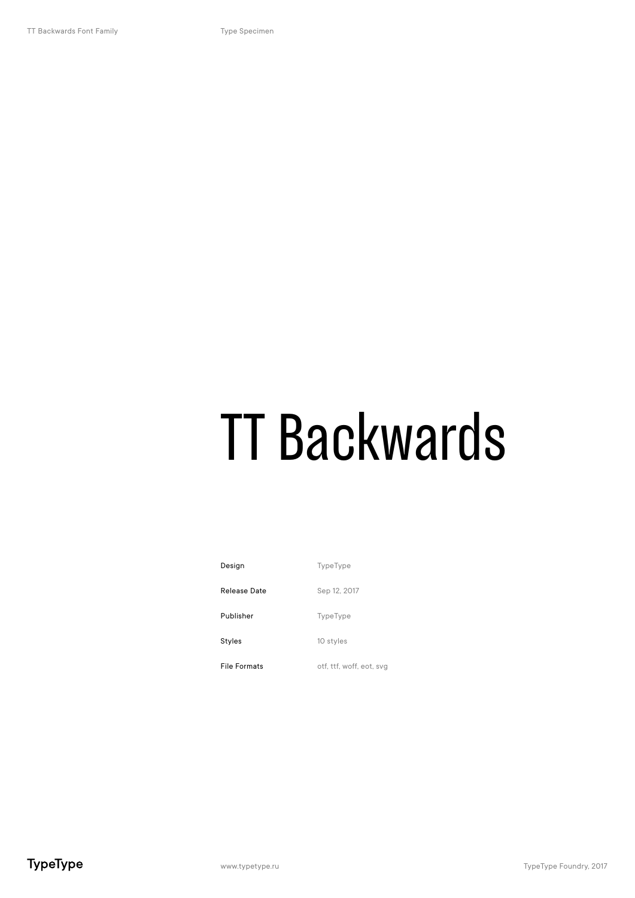# TT Backwards

| | |
|---|---|
| Design | TypeType |
| Release Date | Sep 12, 2017 |
| Publisher | TypeType |
| Styles | 10 styles |
| File Formats | otf, ttf, woff, eot, svg |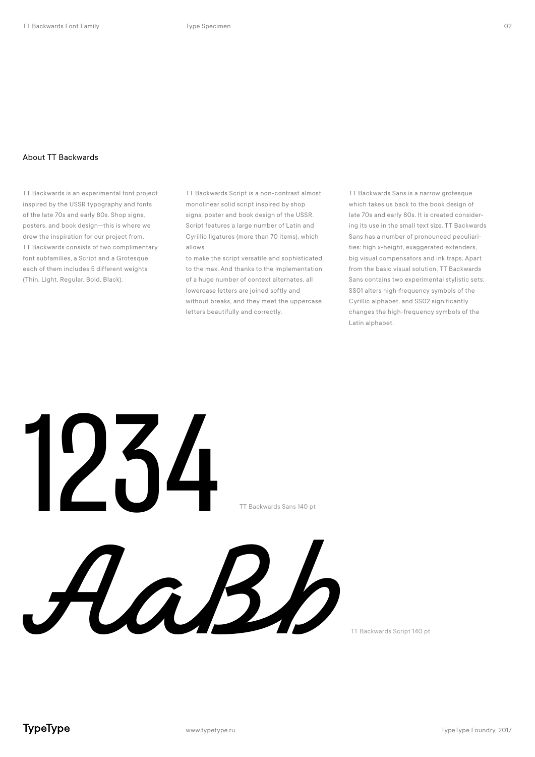## About TT Backwards

TT Backwards is an experimental font project inspired by the USSR typography and fonts of the late 70s and early 80s. Shop signs, posters, and book design—this is where we drew the inspiration for our project from. TT Backwards consists of two complimentary font subfamilies, a Script and a Grotesque, each of them includes 5 different weights (Thin, Light, Regular, Bold, Black).

TT Backwards Script is a non-contrast almost monolinear solid script inspired by shop signs, poster and book design of the USSR. Script features a large number of Latin and Cyrillic ligatures (more than 70 items), which allows
to make the script versatile and sophisticated to the max. And thanks to the implementation of a huge number of context alternates, all lowercase letters are joined softly and without breaks, and they meet the uppercase letters beautifully and correctly.

TT Backwards Sans is a narrow grotesque which takes us back to the book design of late 70s and early 80s. It is created considering its use in the small text size. TT Backwards Sans has a number of pronounced peculiarities: high x-height, exaggerated extenders, big visual compensators and ink traps. Apart from the basic visual solution, TT Backwards Sans contains two experimental stylistic sets: SS01 alters high-frequency symbols of the Cyrillic alphabet, and SS02 significantly changes the high-frequency symbols of the Latin alphabet.

1234

TT Backwards Sans 140 pt

AaBb

TT Backwards Script 140 pt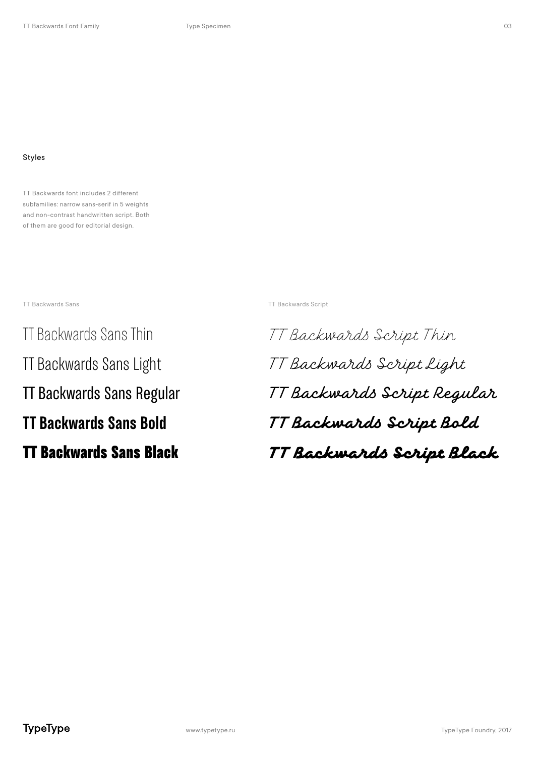## Styles

TT Backwards font includes 2 different subfamilies: narrow sans-serif in 5 weights and non-contrast handwritten script. Both of them are good for editorial design.

TT Backwards Sans

TT Backwards Sans Thin

TT Backwards Sans Light

TT Backwards Sans Regular

**TT Backwards Sans Bold**

**TT Backwards Sans Black**

TT Backwards Script

*TT Backwards Script Thin*

*TT Backwards Script Light*

*TT Backwards Script Regular*

***TT Backwards Script Bold***

***TT Backwards Script Black***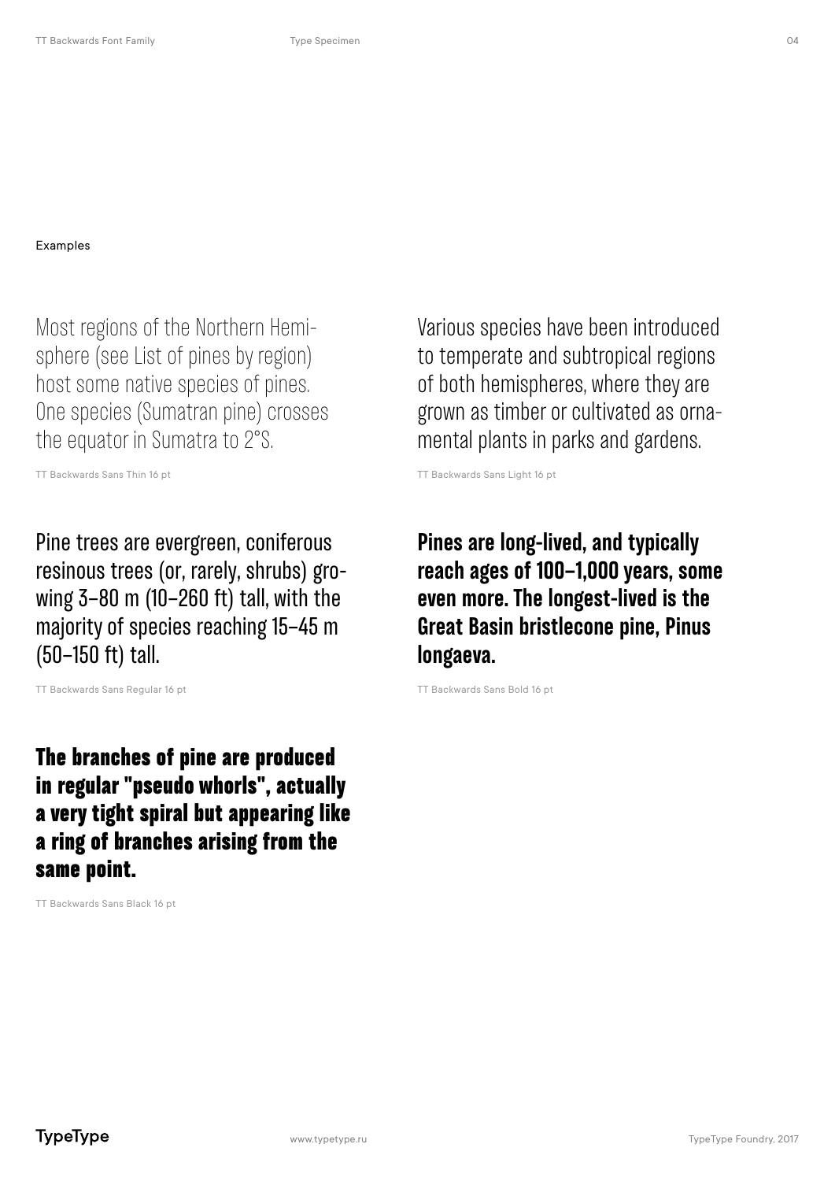Examples

Most regions of the Northern Hemisphere (see List of pines by region) host some native species of pines. One species (Sumatran pine) crosses the equator in Sumatra to 2°S.

TT Backwards Sans Thin 16 pt

Various species have been introduced to temperate and subtropical regions of both hemispheres, where they are grown as timber or cultivated as ornamental plants in parks and gardens.

TT Backwards Sans Light 16 pt

Pine trees are evergreen, coniferous resinous trees (or, rarely, shrubs) growing 3–80 m (10–260 ft) tall, with the majority of species reaching 15–45 m (50–150 ft) tall.

TT Backwards Sans Regular 16 pt

**Pines are long-lived, and typically reach ages of 100–1,000 years, some even more. The longest-lived is the Great Basin bristlecone pine, Pinus longaeva.**

TT Backwards Sans Bold 16 pt

**The branches of pine are produced in regular "pseudo whorls", actually a very tight spiral but appearing like a ring of branches arising from the same point.**

TT Backwards Sans Black 16 pt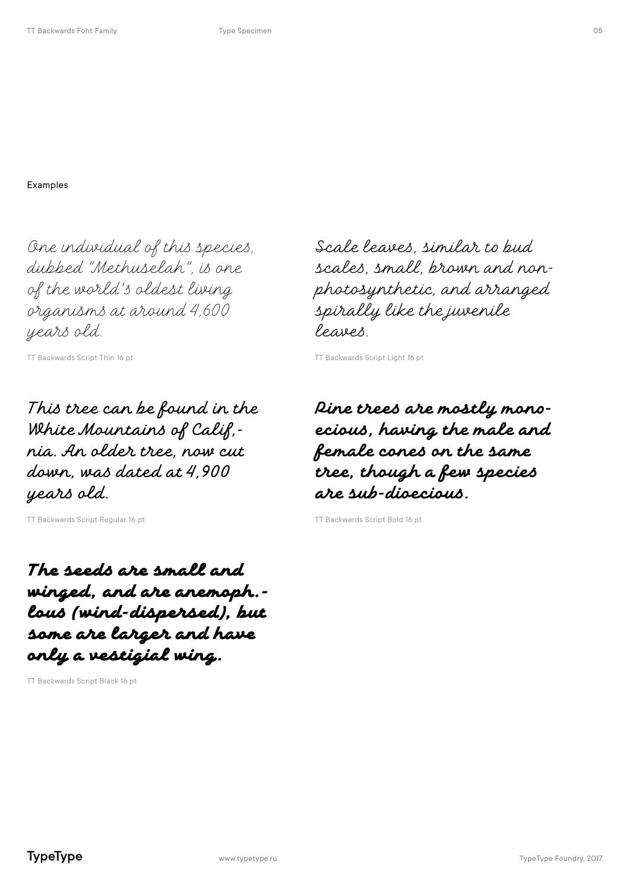Examples

One individual of this species, dubbed "Methuselah", is one of the world's oldest living organisms at around 4,600 years old.

TT Backwards Script Thin 16 pt

Scale leaves, similar to bud scales, small, brown and non-photosynthetic, and arranged spirally like the juvenile leaves.

TT Backwards Script Light 16 pt

This tree can be found in the White Mountains of Calif,-nia. An older tree, now cut down, was dated at 4,900 years old.

TT Backwards Script Regular 16 pt

Pine trees are mostly mono-ecious, having the male and female cones on the same tree, though a few species are sub-dioecious.

TT Backwards Script Bold 16 pt

The seeds are small and winged, and are anemoph.-lous (wind-dispersed), but some are larger and have only a vestigial wing.

TT Backwards Script Black 16 pt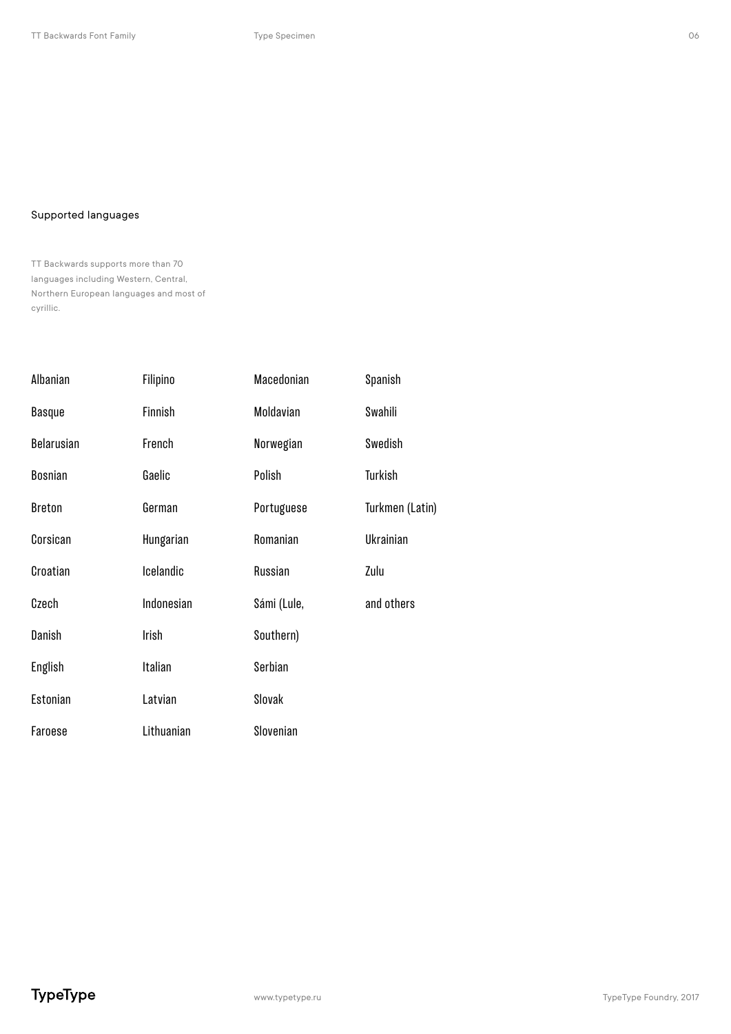## Supported languages

TT Backwards supports more than 70 languages including Western, Central, Northern European languages and most of cyrillic.

- Albanian
- Basque
- Belarusian
- Bosnian
- Breton
- Corsican
- Croatian
- Czech
- Danish
- English
- Estonian
- Faroese
- Filipino
- Finnish
- French
- Gaelic
- German
- Hungarian
- Icelandic
- Indonesian
- Irish
- Italian
- Latvian
- Lithuanian
- Macedonian
- Moldavian
- Norwegian
- Polish
- Portuguese
- Romanian
- Russian
- Sámi (Lule, Southern)
- Serbian
- Slovak
- Slovenian
- Spanish
- Swahili
- Swedish
- Turkish
- Turkmen (Latin)
- Ukrainian
- Zulu
- and others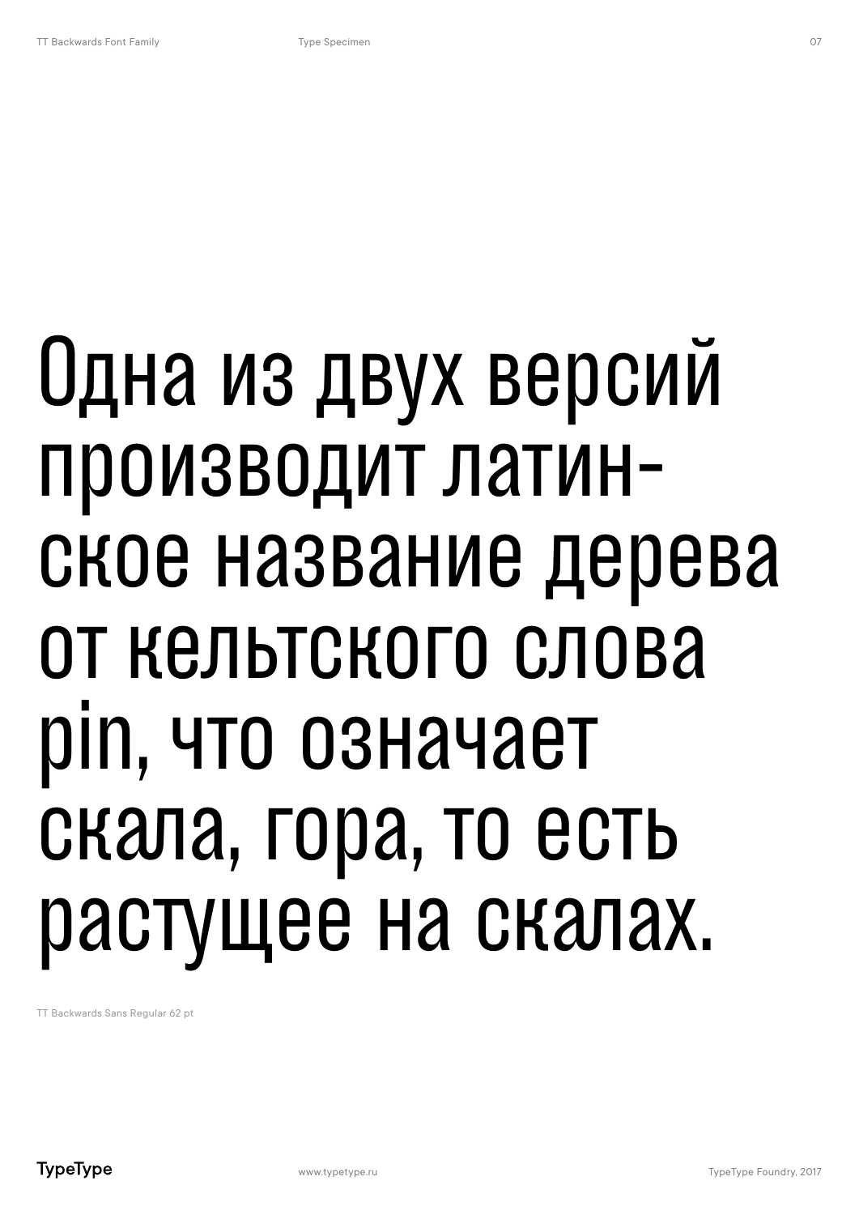Одна из двух версий производит латин-ское название дерева от кельтского слова pin, что означает скала, гора, то есть растущее на скалах.

TT Backwards Sans Regular 62 pt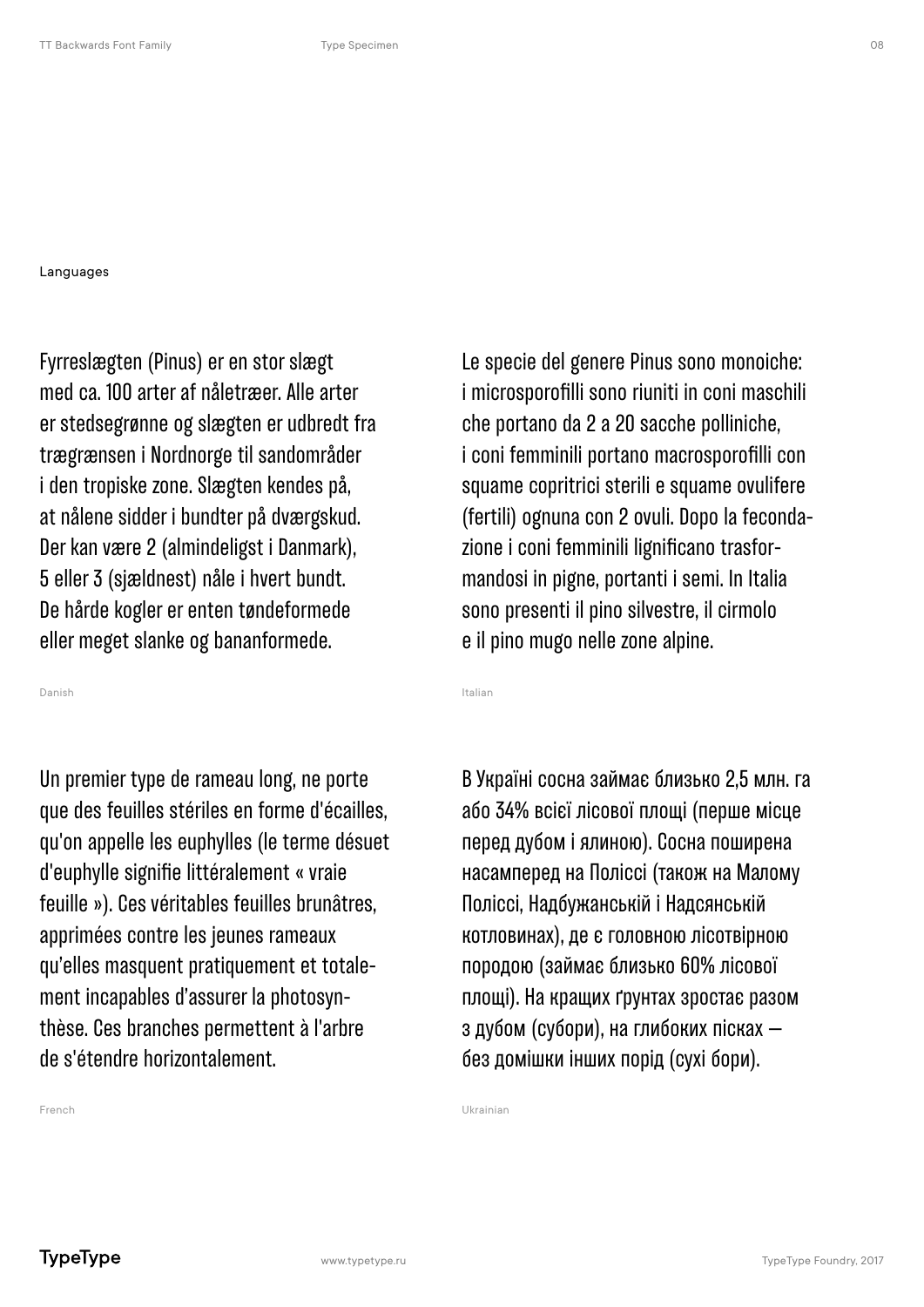Languages

Fyrreslægten (Pinus) er en stor slægt med ca. 100 arter af nåletræer. Alle arter er stedsegrønne og slægten er udbredt fra trægrænsen i Nordnorge til sandområder i den tropiske zone. Slægten kendes på, at nålene sidder i bundter på dværgskud. Der kan være 2 (almindeligst i Danmark), 5 eller 3 (sjældnest) nåle i hvert bundt. De hårde kogler er enten tøndeformede eller meget slanke og bananformede.

Danish

Le specie del genere Pinus sono monoiche: i microsporofilli sono riuniti in coni maschili che portano da 2 a 20 sacche polliniche, i coni femminili portano macrosporofilli con squame copritrici sterili e squame ovulifere (fertili) ognuna con 2 ovuli. Dopo la fecondazione i coni femminili lignificano trasformandosi in pigne, portanti i semi. In Italia sono presenti il pino silvestre, il cirmolo e il pino mugo nelle zone alpine.

Italian

Un premier type de rameau long, ne porte que des feuilles stériles en forme d'écailles, qu'on appelle les euphylles (le terme désuet d'euphylle signifie littéralement « vraie feuille »). Ces véritables feuilles brunâtres, apprimées contre les jeunes rameaux qu'elles masquent pratiquement et totalement incapables d'assurer la photosynthèse. Ces branches permettent à l'arbre de s'étendre horizontalement.

French

В Україні сосна займає близько 2,5 млн. га або 34% всієї лісової площі (перше місце перед дубом і ялиною). Сосна поширена насамперед на Поліссі (також на Малому Поліссі, Надбужанській і Надсянській котловинах), де є головною лісотвірною породою (займає близько 60% лісової площі). На кращих ґрунтах зростає разом з дубом (субори), на глибоких пісках — без домішки інших порід (сухі бори).

Ukrainian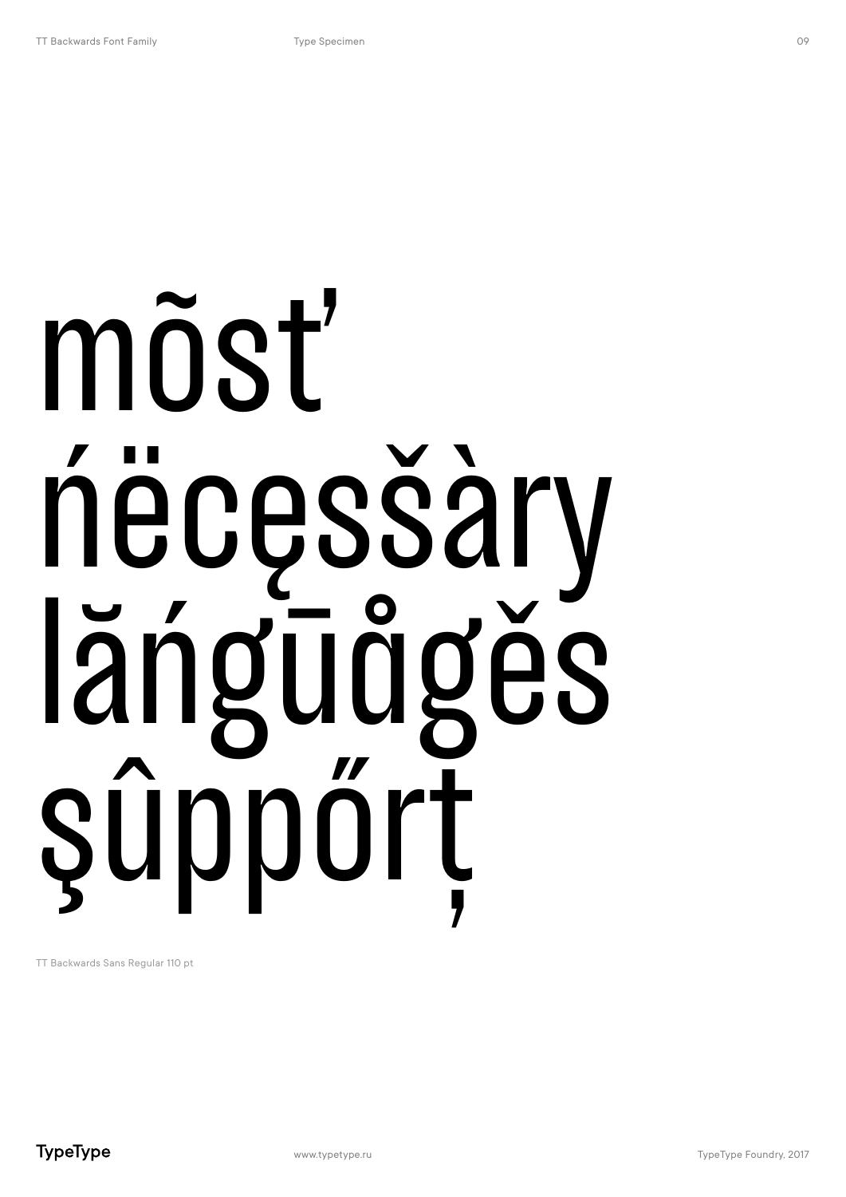mõsť
ńëcęssšàry
lăńgūåğěs
şûppőrț

TT Backwards Sans Regular 110 pt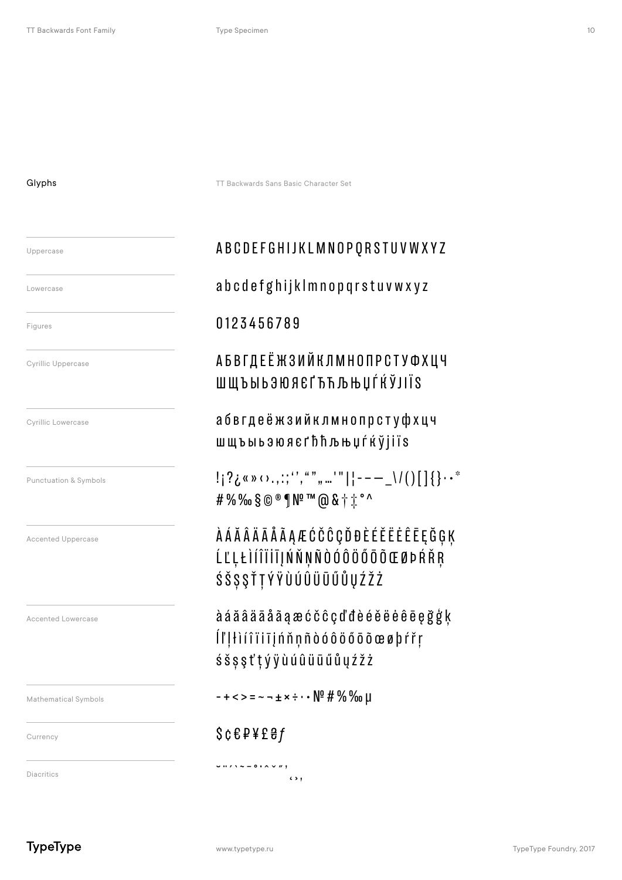## Glyphs

TT Backwards Sans Basic Character Set

| | |
|---|---|
| Uppercase | A B C D E F G H I J K L M N O P Q R S T U V W X Y Z |
| Lowercase | a b c d e f g h i j k l m n o p q r s t u v w x y z |
| Figures | 0 1 2 3 4 5 6 7 8 9 |
| Cyrillic Uppercase | А Б В Г Д Е Ё Ж З И Й К Л М Н О П Р С Т У Ф Х Ц Ч Ш Щ Ъ Ы Ь Э Ю Я Є Ґ Ђ Ћ Љ Њ Џ Ѓ Ќ Ў Ј І Ї Ѕ |
| Cyrillic Lowercase | а б в г д е ё ж з и й к л м н о п р с т у ф х ц ч ш щ ъ ы ь э ю я є ґ ђ ћ љ њ џ ѓ ќ ў ј і ї ѕ |
| Punctuation & Symbols | ! ¡ ? ¿ « » ‹ › . , : ; ‘ ’ ‚ “ ” „ … ' " \| ¦ - – — _ \ / ( ) [ ] { } · • * # % ‰ § © ® ¶ № ™ @ & † ‡ ° ^ |
| Accented Uppercase | À Á Ă Â Ä Ā Å Ã Ą Æ Ć Č Ĉ Ç Ď Đ È É Ě Ë Ė Ê Ē Ę Ğ Ģ Ķ Ĺ Ľ Ļ Ł Ì Í Î Ï İ Ī Į Ń Ň Ņ Ñ Ò Ó Ô Ö Ő Ō Õ Œ Ø Þ Ŕ Ř Ŗ Ś Š Ş Ș Ť Ț Ý Ÿ Ù Ú Û Ü Ū Ű Ů Ų Ź Ž Ż |
| Accented Lowercase | à á ă â ä ā å ã ą æ ć č ĉ ç ď đ è é ě ë ė ê ē ę ğ ģ ķ ĺ ľ ļ ł ì í î ï i ī į ń ň ņ ñ ò ó ô ö ő ō õ œ ø þ ŕ ř ŗ ś š ş ș ť ț ý ÿ ù ú û ü ū ű ů ų ź ž ż |
| Mathematical Symbols | - + < > = ~ ¬ ± × ÷ · • № # % ‰ µ |
| Currency | $ ¢ € ₽ ¥ £ ₴ ƒ |
| Diacritics | ˘ ¨ ´ ` ˜ ¯ ˚ ˙ ˆ ˇ ˝ ̦ ‘ ’ , |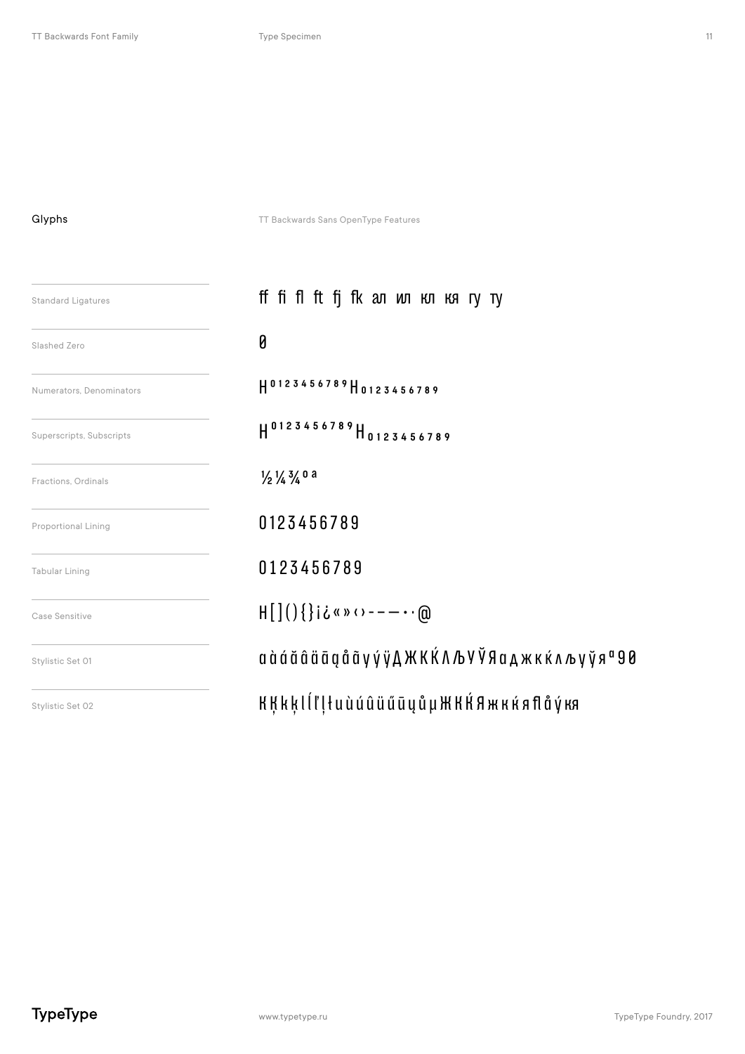## Glyphs

TT Backwards Sans OpenType Features

| | |
|---|---|
| Standard Ligatures | ff fi fl ft fj fk ал ил кл кя гу ту |
| Slashed Zero | 0 |
| Numerators, Denominators | H⁰¹²³⁴⁵⁶⁷⁸⁹ H₀₁₂₃₄₅₆₇₈₉ |
| Superscripts, Subscripts | H⁰¹²³⁴⁵⁶⁷⁸⁹ H₀₁₂₃₄₅₆₇₈₉ |
| Fractions, Ordinals | ½ ¼ ¾ º ª |
| Proportional Lining | 0123456789 |
| Tabular Lining | 0123456789 |
| Case Sensitive | H[](){}¡¿«»‹›--—·•@ |
| Stylistic Set 01 | ɑàáăâäāąåãγýÿДЖКЌЛЉУЎЯадЖкќлљуўяª90 |
| Stylistic Set 02 | КĶkķlĺľļłuùúûüűūųůμЖККЯжкќяflåýкя |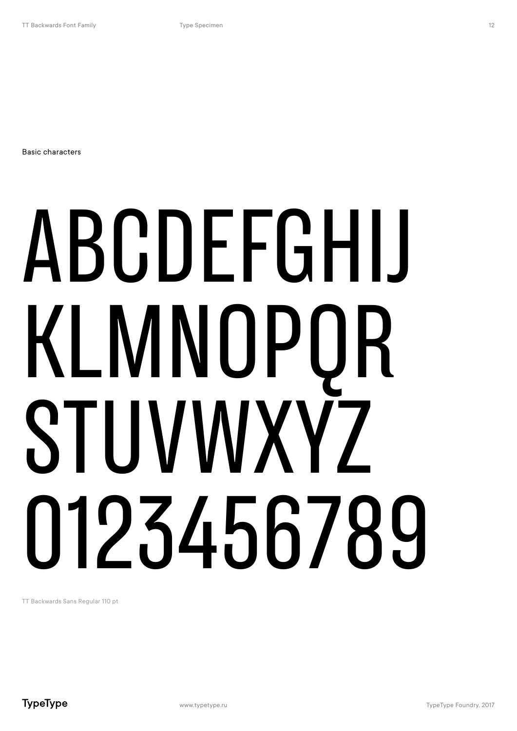Basic characters

ABCDEFGHIJ
KLMNOPQR
STUVWXYZ
0123456789

TT Backwards Sans Regular 110 pt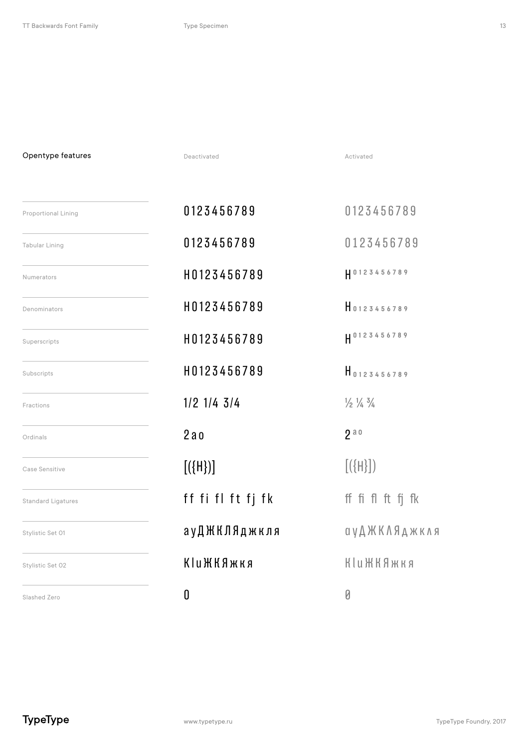## Opentype features

| Opentype features | Deactivated | Activated |
| --- | --- | --- |
| Proportional Lining | 0123456789 | 0123456789 |
| Tabular Lining | 0123456789 | 0123456789 |
| Numerators | H0123456789 | H⁰¹²³⁴⁵⁶⁷⁸⁹ |
| Denominators | H0123456789 | H₀₁₂₃₄₅₆₇₈₉ |
| Superscripts | H0123456789 | H⁰¹²³⁴⁵⁶⁷⁸⁹ |
| Subscripts | H0123456789 | H₀₁₂₃₄₅₆₇₈₉ |
| Fractions | 1/2 1/4 3/4 | ½ ¼ ¾ |
| Ordinals | 2ao | 2ªº |
| Case Sensitive | [({H})] | [({H})] |
| Standard Ligatures | ff fi fl ft fj fk | ﬀ ﬁ ﬂ ft fj fk |
| Stylistic Set 01 | ayДЖКЛЯджкля | ayДЖКЛЯджкля |
| Stylistic Set 02 | KluЖКЯжкя | KluЖКЯжкя |
| Slashed Zero | 0 | 0 |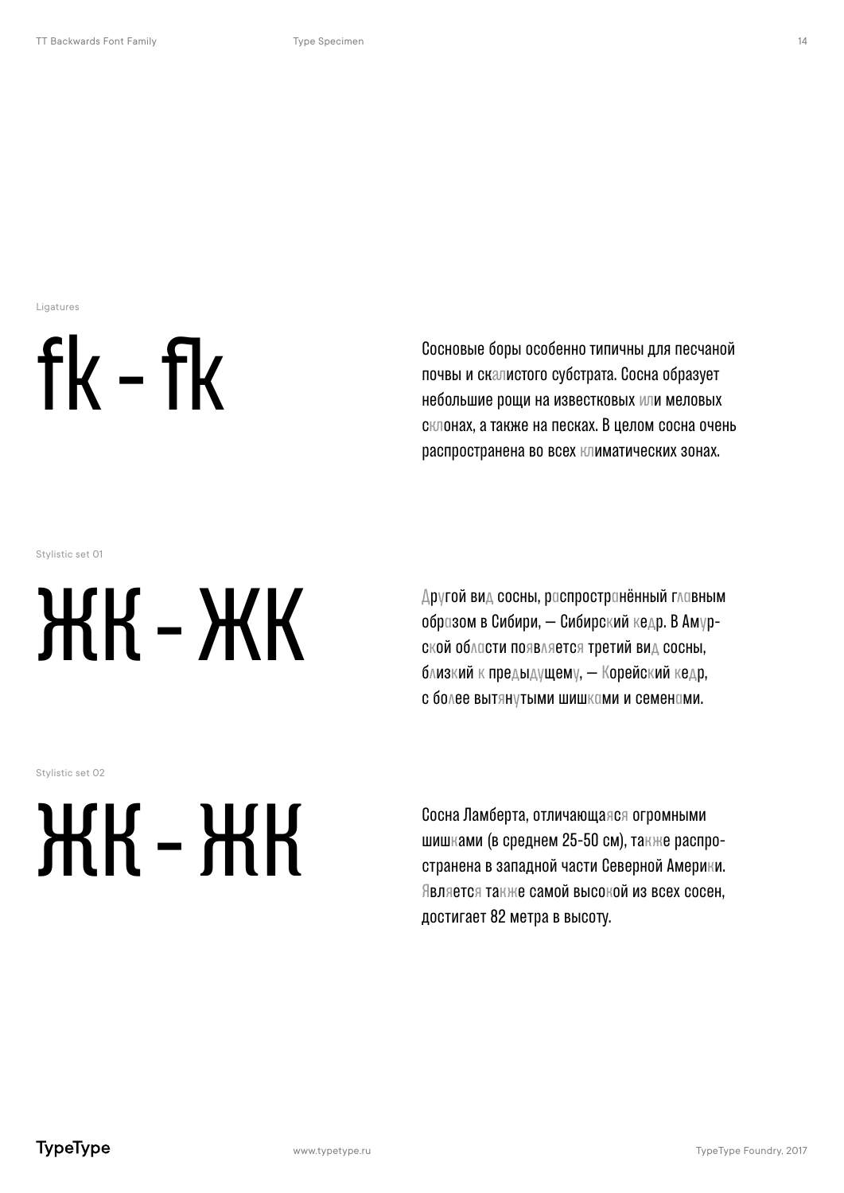Ligatures

fk - fk

Сосновые боры особенно типичны для песчаной почвы и скалистого субстрата. Сосна образует небольшие рощи на известковых или меловых склонах, а также на песках. В целом сосна очень распространена во всех климатических зонах.

Stylistic set 01

ЖК - ЖК

Другой вид сосны, распространённый главным образом в Сибири, — Сибирский кедр. В Амурской области появляется третий вид сосны, близкий к предыдущему, — Корейский кедр, с более вытянутыми шишками и семенами.

Stylistic set 02

ЖК - ЖК

Сосна Ламберта, отличающаяся огромными шишками (в среднем 25-50 см), также распространена в западной части Северной Америки. Является также самой высокой из всех сосен, достигает 82 метра в высоту.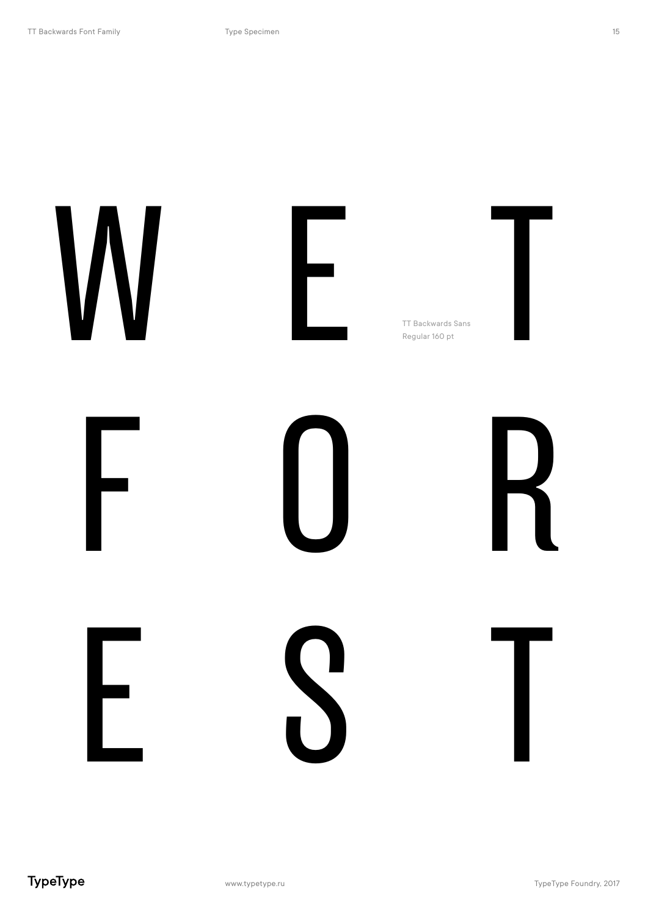W E T

TT Backwards Sans
Regular 160 pt

F O R

E S T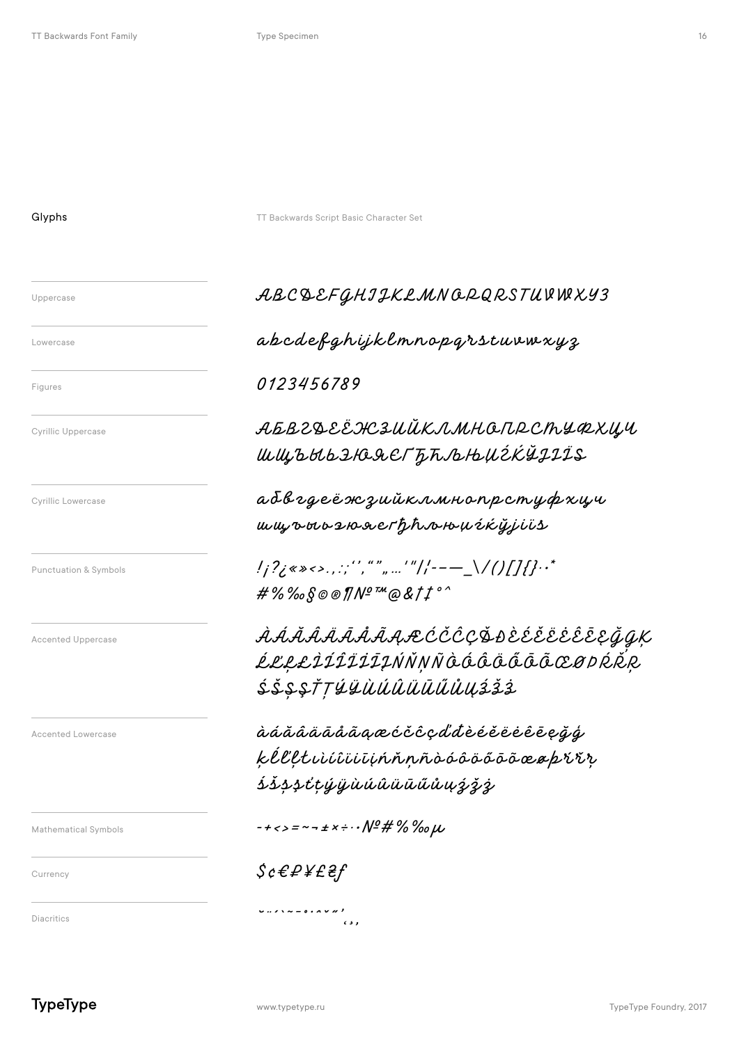## Glyphs

TT Backwards Script Basic Character Set

| | |
|---|---|
| Uppercase | ABCDEFGHIJKLMNOPQRSTUVWXYZ |
| Lowercase | abcdefghijklmnopqrstuvwxyz |
| Figures | 0123456789 |
| Cyrillic Uppercase | АБВГДЕЁЖЗИЙКЛМНОПРСТУФХЦЧ ШЩЪЫЬЭЮЯЄҐЂЋЉЊЏЃЌЎІЇЅ |
| Cyrillic Lowercase | абвгдеёжзийклмнопрстуфхцч шщъыьэюяєґђћљњџѓќўіїѕ |
| Punctuation & Symbols | !¡?¿«»<>.,:;‘’‚“”„…'"/¦-–—_\/()[]{}·.* #%‰§©®¶№™@&†‡°^ |
| Accented Uppercase | ÀÁĂÂÄĀÅÃĄÆĆČĈÇĎĐÈÉĚÊËĖĒĘĞĢĶ ĹĽĻŁÌÍÎÏİĪĮŃŇŅÑÒÓÔÖŐŌÕŒØÞŔŘŖ ŚŠŞȘŤŢÝŸÙÚÛÜŪŰŮŲŹŽŻ |
| Accented Lowercase | àáăâäāåãąæćčĉçďđèéěêëėēęğģ ķĺľļłìíîïıīįńňņñòóôöőōõœøþŕřŗ śšşșťţýÿùúûüūűůųźžż |
| Mathematical Symbols | -+<>=~¬±×÷·∙№#%‰µ |
| Currency | $¢€₽¥£₴ƒ |
| Diacritics | ˘¨´`˜¯˚˙ˆˇ˝’‚‘’, |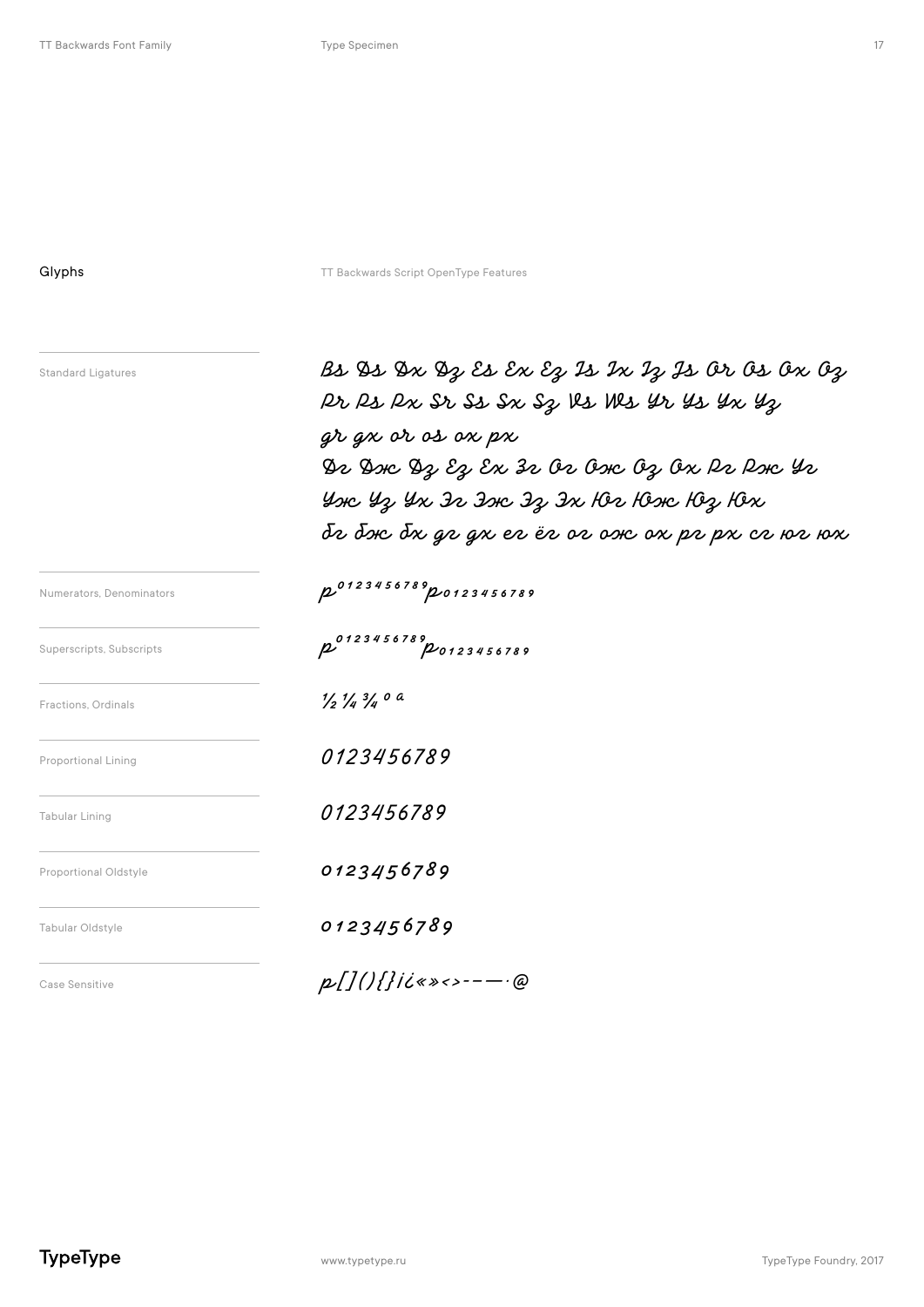## Glyphs

TT Backwards Script OpenType Features

| | |
|---|---|
| Standard Ligatures | Bs Ds Dx Dz Es Ex Ez Is Ix Iz Js Or Os Ox Oz<br>Rr Rs Rx Sr Ss Sx Sz Vs Ws Yr Ys Yx Yz<br>gr gx or os ox px<br>Дг Дж Дз Ez Ex Зг Ог Ож Оз Ох Рг Рж Уг<br>Уж Уз Ух Эг Эж Эз Эх Юг Юж Юз Юх<br>бг бж бх дг дх ег ёг ог ож ох рг рх сг юг юх |
| Numerators, Denominators | p⁰¹²³⁴⁵⁶⁷⁸⁹p₀₁₂₃₄₅₆₇₈₉ |
| Superscripts, Subscripts | p⁰¹²³⁴⁵⁶⁷⁸⁹p₀₁₂₃₄₅₆₇₈₉ |
| Fractions, Ordinals | ½ ¼ ¾ º ª |
| Proportional Lining | 0123456789 |
| Tabular Lining | 0123456789 |
| Proportional Oldstyle | 0123456789 |
| Tabular Oldstyle | 0123456789 |
| Case Sensitive | p[](){}¡¿«»‹›-–—·@ |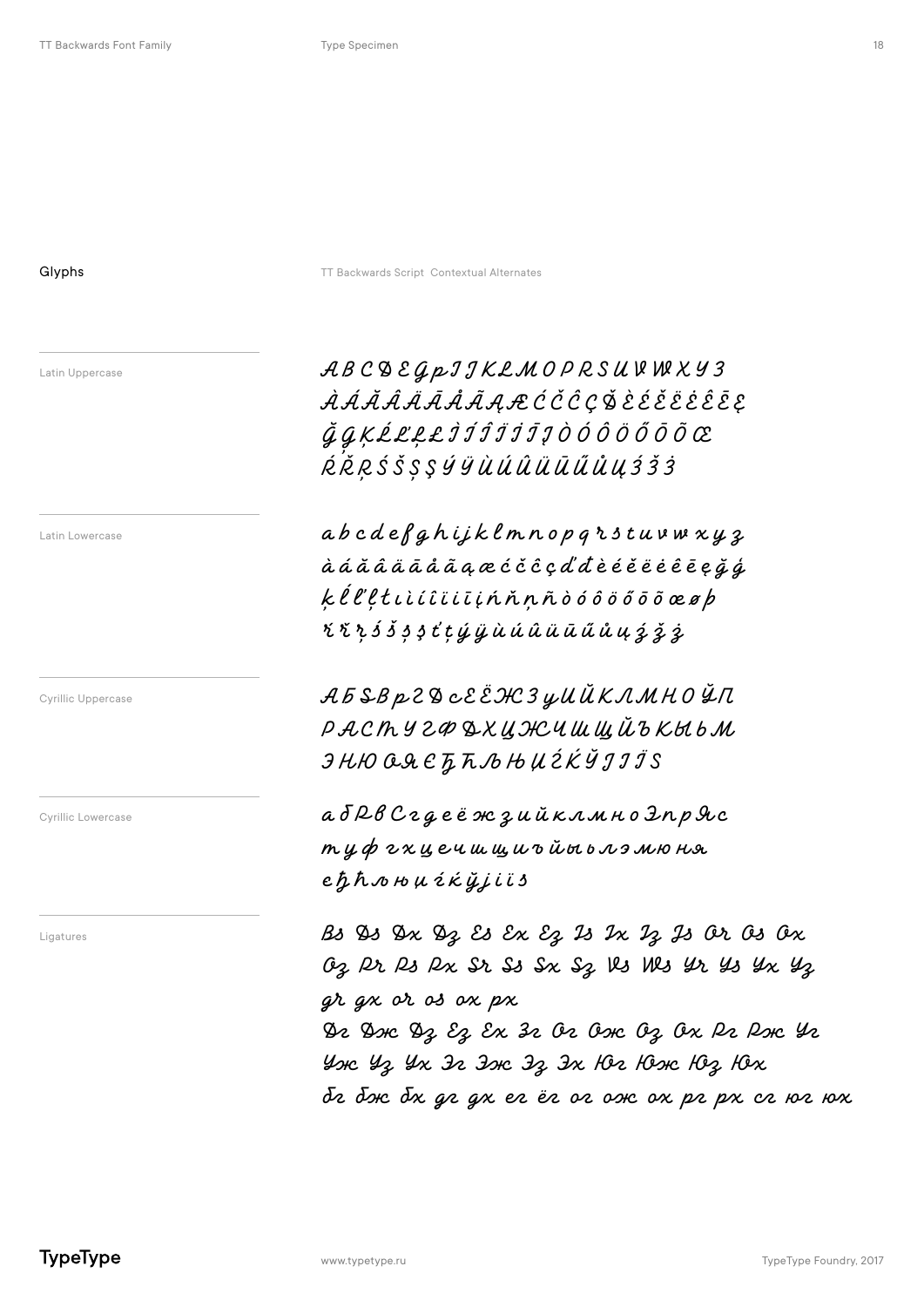## Glyphs

TT Backwards Script Contextual Alternates

### Latin Uppercase

A B C D E G p I J K L M O P R S U V W X Y Z
À Á Ă Â Ä Ā Å Ã Ą Æ Ć Č Ĉ Ç Ď È É Ě Ë Ė Ê Ē Ę
Ğ Ģ Ķ Ĺ Ľ Ļ Ł Ì Í Î Ï İ Ī Į Ò Ó Ô Ö Ő Ō Õ Œ
Ŕ Ř Ŗ Ś Š Ş Ș Ý Ÿ Ù Ú Û Ü Ū Ű Ů Ų Ź Ž Ż

### Latin Lowercase

a b c d e f g h i j k l m n o p q r s t u v w x y z
à á ă â ä ā å ã ą æ ć č ĉ ç ď đ è é ě ë ė ê ē ę ğ ģ
ķ ĺ ľ ļ ł ı ì í î ï i ī į ń ň ņ ñ ò ó ô ö ő ō õ œ ø þ
ŕ ř ŗ ś š ş ș ť ţ ý ÿ ù ú û ü ū ű ů ų ź ž ż

### Cyrillic Uppercase

А Б Ѕ В р Г Д с Е Ё Ж З у И Й К Л М Н О Ў П
Р А С Т У Г Ф Д Х Ц Ж Ч Ш Щ Й Ъ К Ы Ь М
Э Н Ю О Я Є Ђ Ћ Љ Њ Џ Ѓ Ќ Ў Ј І Ї Ѕ

### Cyrillic Lowercase

а б Р в С г д е ё ж з и й к л м н о З п р Я с
т у ф г х ц е ч ш щ и ъ й ы ь л э м ю н я
є ђ ћ љ њ џ ѓ ќ ў ј і ї ѕ

### Ligatures

Bs Ds Dx Dz Es Ex Ez Is Ix Iz Js Or Os Ox
Oz Pr Ps Px Sr Ss Sx Sz Vs Ws Yr Ys Yx Yz
gr gx or os ox px
Дг Дж Дз Ег Ех Зг Ог Ож Оз Ох Рг Рж Уг
Уж Уз Ух Эг Эж Эз Эх Юг Юж Юз Юх
бг бж бх дг дх ег ёг ог ож ох рг рх сг юг юх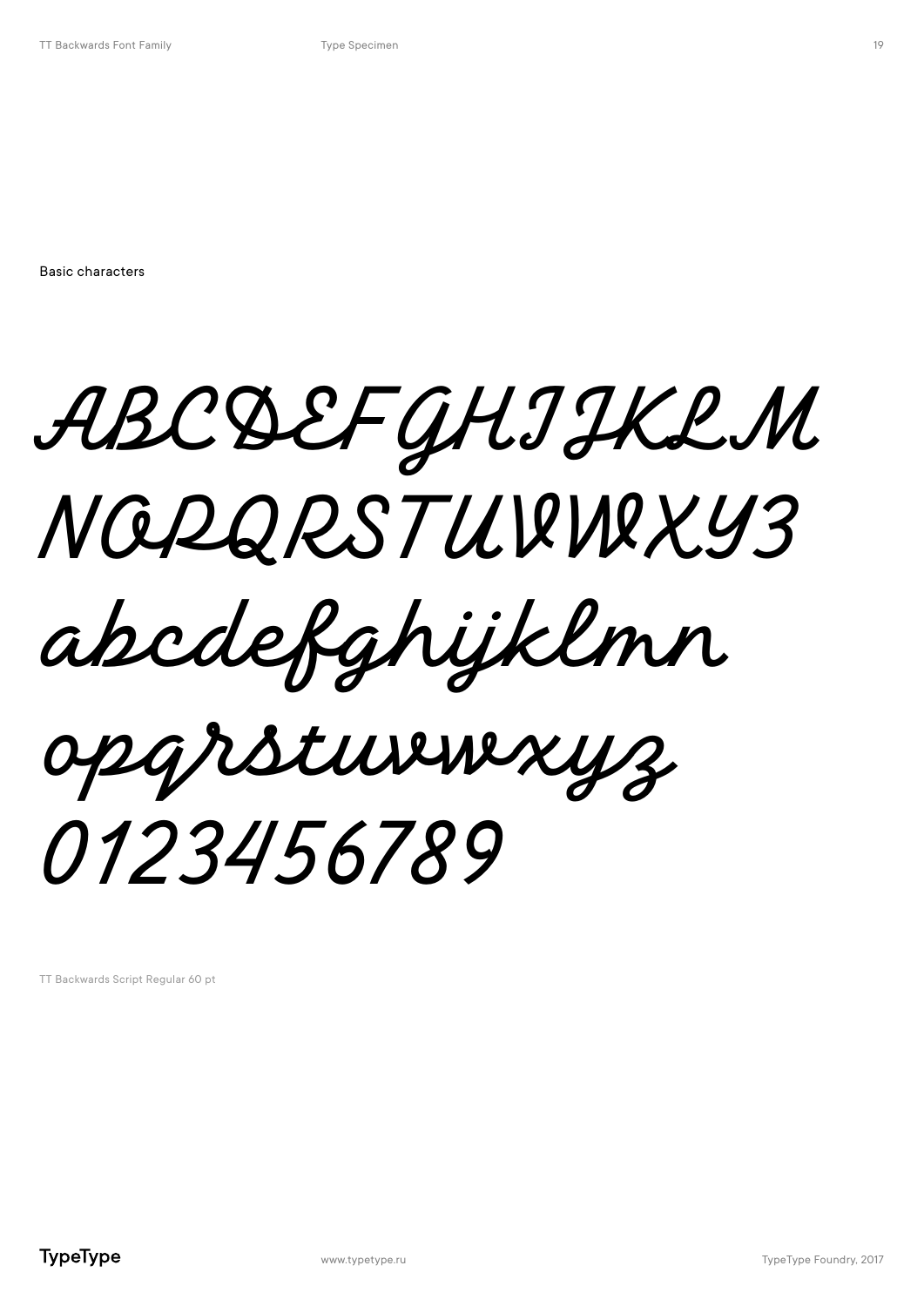Basic characters

ABCDEFGHIJKLM
NOPQRSTUVWXYZ
abcdefghijklmn
opqrstuvwxyz
0123456789

TT Backwards Script Regular 60 pt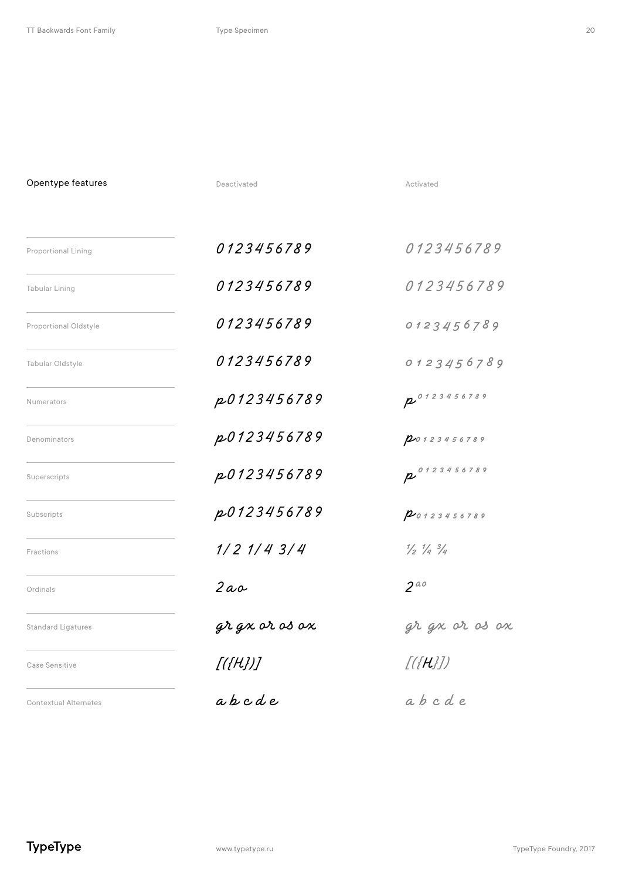## Opentype features

| Feature | Deactivated | Activated |
| --- | --- | --- |
| Proportional Lining | 0123456789 | 0123456789 |
| Tabular Lining | 0123456789 | 0123456789 |
| Proportional Oldstyle | 0123456789 | 0123456789 |
| Tabular Oldstyle | 0123456789 | 0123456789 |
| Numerators | p0123456789 | p0123456789 |
| Denominators | p0123456789 | p0123456789 |
| Superscripts | p0123456789 | p0123456789 |
| Subscripts | p0123456789 | p0123456789 |
| Fractions | 1/2 1/4 3/4 | ½ ¼ ¾ |
| Ordinals | 2ao | 2ao |
| Standard Ligatures | gr gx or os ox | gr gx or os ox |
| Case Sensitive | [({H})] | [({H})] |
| Contextual Alternates | a b c d e | a b c d e |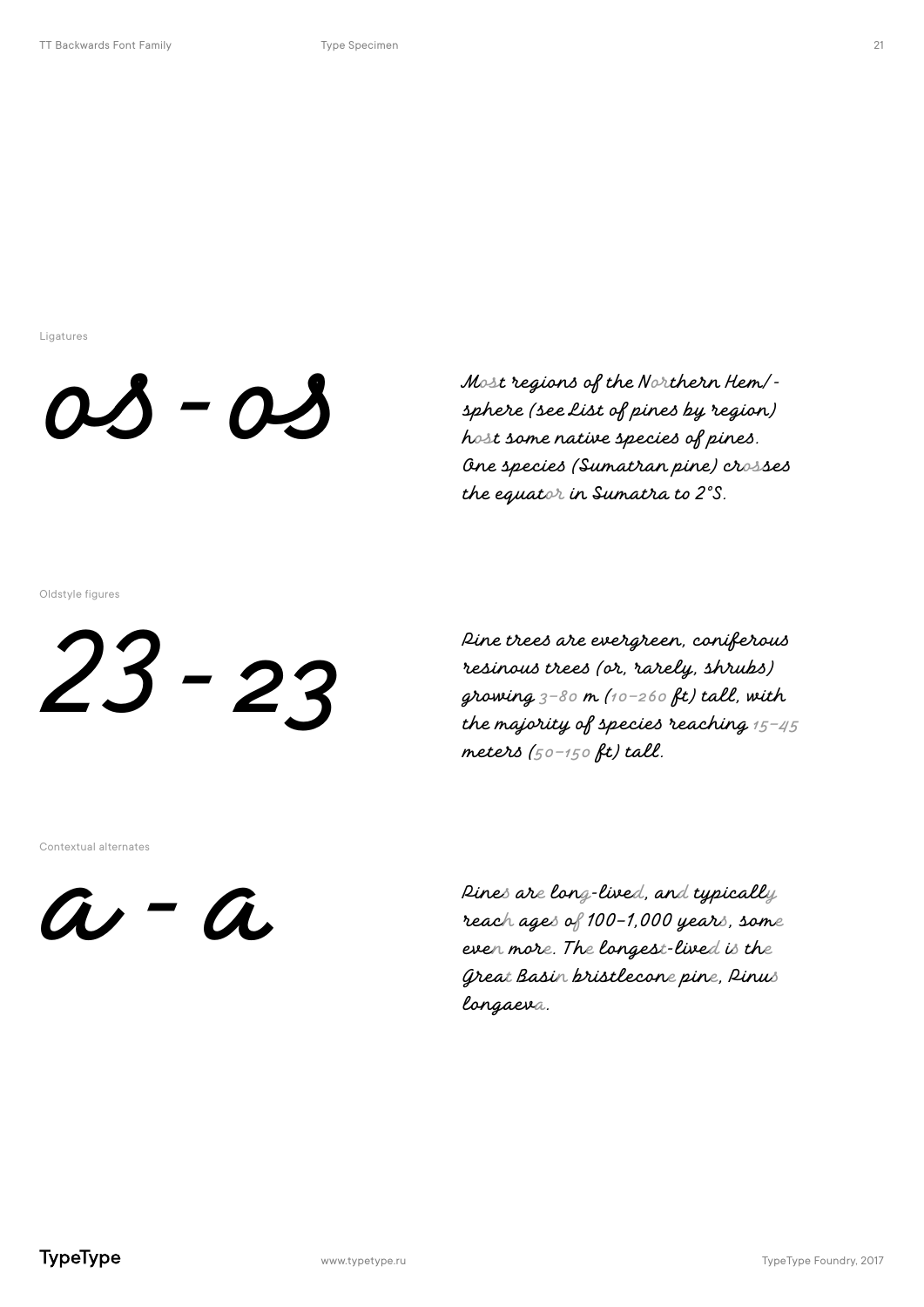Ligatures

os - os

Most regions of the Northern Hemi-sphere (see List of pines by region) host some native species of pines. One species (Sumatran pine) crosses the equator in Sumatra to 2°S.

Oldstyle figures

23 - 23

Pine trees are evergreen, coniferous resinous trees (or, rarely, shrubs) growing 3–80 m (10–260 ft) tall, with the majority of species reaching 15–45 meters (50–150 ft) tall.

Contextual alternates

a - a

Pines are long-lived, and typically reach ages of 100–1,000 years, some even more. The longest-lived is the Great Basin bristlecone pine, Pinus longaeva.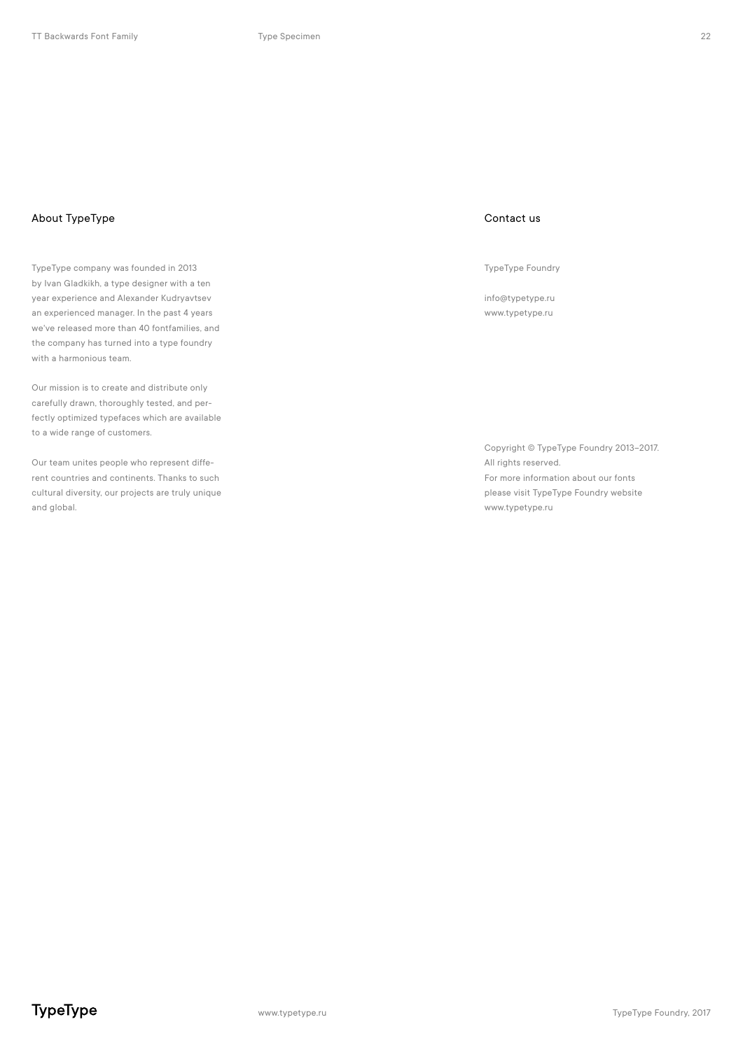## About TypeType

TypeType company was founded in 2013 by Ivan Gladkikh, a type designer with a ten year experience and Alexander Kudryavtsev an experienced manager. In the past 4 years we've released more than 40 fontfamilies, and the company has turned into a type foundry with a harmonious team.

Our mission is to create and distribute only carefully drawn, thoroughly tested, and perfectly optimized typefaces which are available to a wide range of customers.

Our team unites people who represent different countries and continents. Thanks to such cultural diversity, our projects are truly unique and global.

## Contact us

TypeType Foundry

info@typetype.ru
www.typetype.ru

Copyright © TypeType Foundry 2013–2017.
All rights reserved.
For more information about our fonts please visit TypeType Foundry website www.typetype.ru